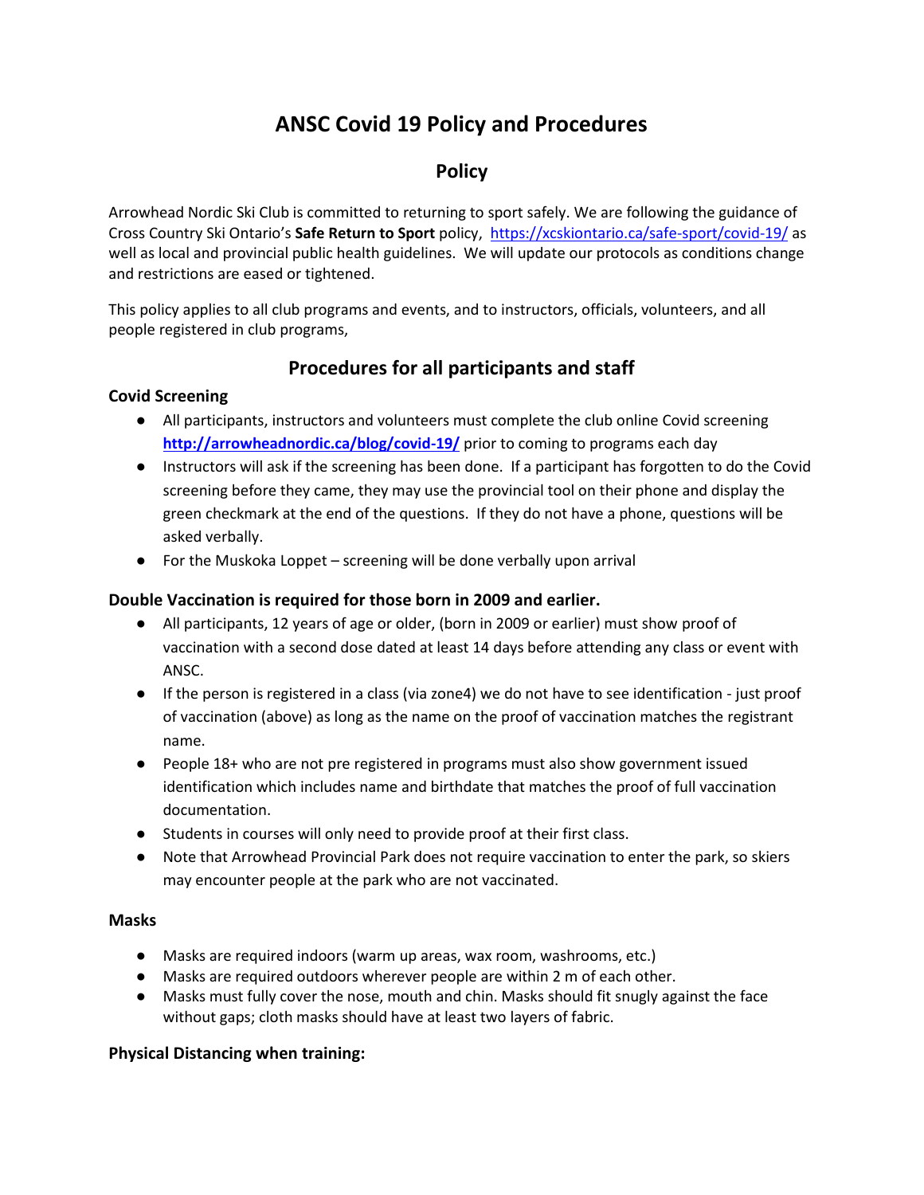# ANSC Covid 19 Policy and Procedures

## Policy

Arrowhead Nordic Ski Club is committed to returning to sport safely. We are following the guidance of Cross Country Ski Ontario's **Safe Return to Sport** policy, https://xcskiontario.ca/safe-sport/covid-19/ as well as local and provincial public health guidelines. We will update our protocols as conditions change and restrictions are eased or tightened.

This policy applies to all club programs and events, and to instructors, officials, volunteers, and all people registered in club programs,

## Procedures for all participants and staff

### Covid Screening

- All participants, instructors and volunteers must complete the club online Covid screening **http://arrowheadnordic.ca/blog/covid-19/** prior to coming to programs each day
- Instructors will ask if the screening has been done. If a participant has forgotten to do the Covid screening before they came, they may use the provincial tool on their phone and display the green checkmark at the end of the questions. If they do not have a phone, questions will be asked verbally.
- For the Muskoka Loppet – screening will be done verbally upon arrival

### Double Vaccination is required for those born in 2009 and earlier.

- All participants, 12 years of age or older, (born in 2009 or earlier) must show proof of vaccination with a second dose dated at least 14 days before attending any class or event with ANSC.
- If the person is registered in a class (via zone4) we do not have to see identification - just proof of vaccination (above) as long as the name on the proof of vaccination matches the registrant name.
- People 18+ who are not pre registered in programs must also show government issued identification which includes name and birthdate that matches the proof of full vaccination documentation.
- Students in courses will only need to provide proof at their first class.
- Note that Arrowhead Provincial Park does not require vaccination to enter the park, so skiers may encounter people at the park who are not vaccinated.

### Masks

- Masks are required indoors (warm up areas, wax room, washrooms, etc.)
- Masks are required outdoors wherever people are within 2 m of each other.
- Masks must fully cover the nose, mouth and chin. Masks should fit snugly against the face without gaps; cloth masks should have at least two layers of fabric.

### Physical Distancing when training: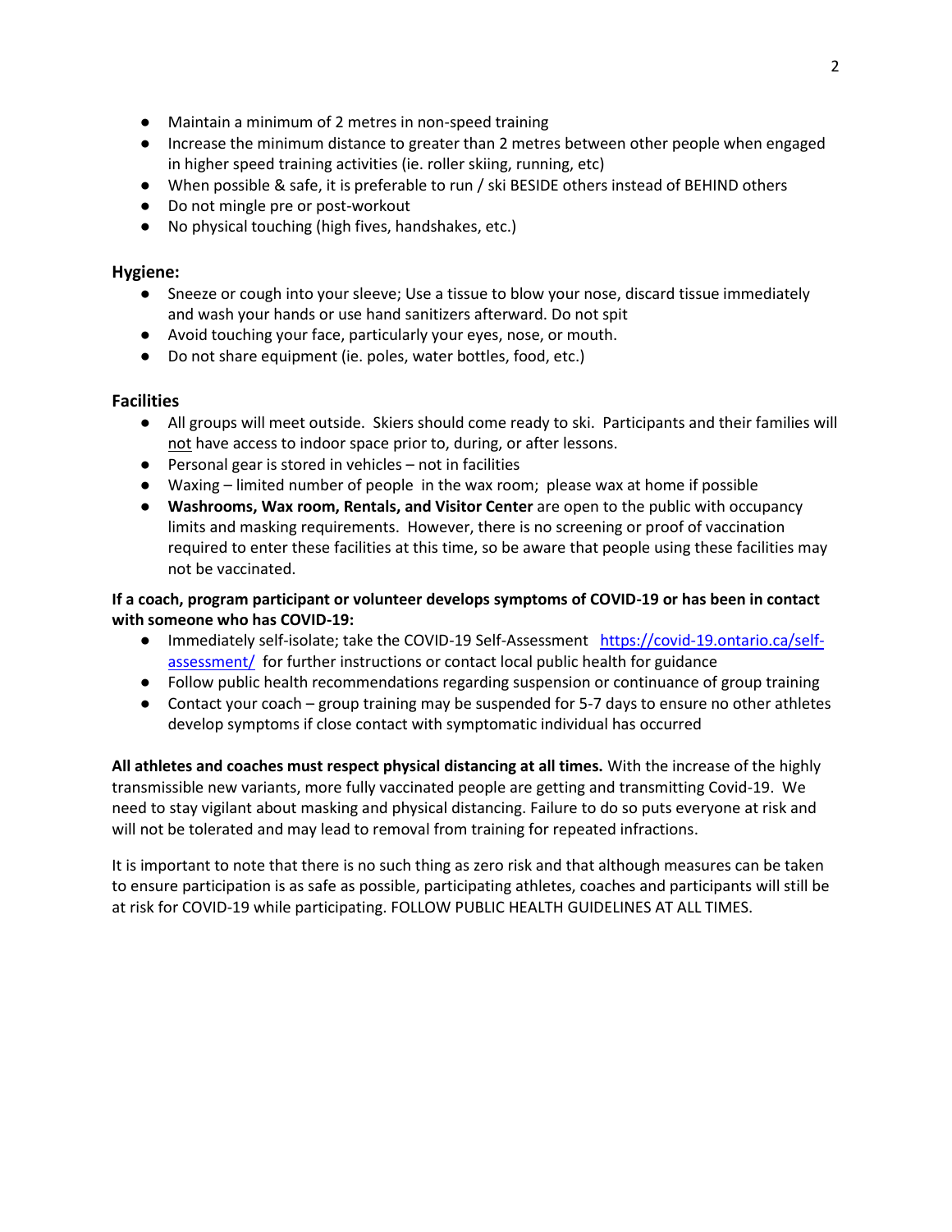- Maintain a minimum of 2 metres in non-speed training
- Increase the minimum distance to greater than 2 metres between other people when engaged in higher speed training activities (ie. roller skiing, running, etc)
- When possible & safe, it is preferable to run / ski BESIDE others instead of BEHIND others
- Do not mingle pre or post-workout
- No physical touching (high fives, handshakes, etc.)

**Hygiene:**

- Sneeze or cough into your sleeve; Use a tissue to blow your nose, discard tissue immediately and wash your hands or use hand sanitizers afterward. Do not spit
- Avoid touching your face, particularly your eyes, nose, or mouth.
- Do not share equipment (ie. poles, water bottles, food, etc.)

**Facilities**

- All groups will meet outside. Skiers should come ready to ski. Participants and their families will not have access to indoor space prior to, during, or after lessons.
- Personal gear is stored in vehicles – not in facilities
- Waxing – limited number of people in the wax room; please wax at home if possible
- **Washrooms, Wax room, Rentals, and Visitor Center** are open to the public with occupancy limits and masking requirements. However, there is no screening or proof of vaccination required to enter these facilities at this time, so be aware that people using these facilities may not be vaccinated.

**If a coach, program participant or volunteer develops symptoms of COVID-19 or has been in contact with someone who has COVID-19:**

- Immediately self-isolate; take the COVID-19 Self-Assessment https://covid-19.ontario.ca/self-assessment/ for further instructions or contact local public health for guidance
- Follow public health recommendations regarding suspension or continuance of group training
- Contact your coach – group training may be suspended for 5-7 days to ensure no other athletes develop symptoms if close contact with symptomatic individual has occurred

**All athletes and coaches must respect physical distancing at all times.** With the increase of the highly transmissible new variants, more fully vaccinated people are getting and transmitting Covid-19. We need to stay vigilant about masking and physical distancing. Failure to do so puts everyone at risk and will not be tolerated and may lead to removal from training for repeated infractions.

It is important to note that there is no such thing as zero risk and that although measures can be taken to ensure participation is as safe as possible, participating athletes, coaches and participants will still be at risk for COVID-19 while participating. FOLLOW PUBLIC HEALTH GUIDELINES AT ALL TIMES.